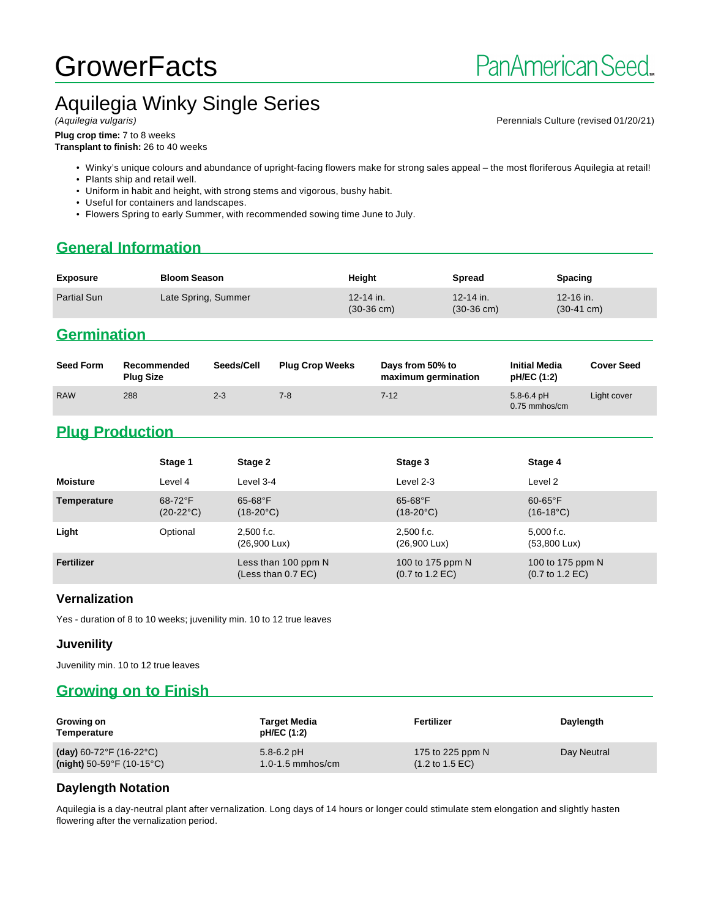# GrowerFacts

PanAmerican Seed

## Aquilegia Winky Single Series

*(Aquilegia vulgaris)*

Perennials Culture (revised 01/20/21)

**Plug crop time:** 7 to 8 weeks
**Transplant to finish:** 26 to 40 weeks

- Winky's unique colours and abundance of upright-facing flowers make for strong sales appeal – the most floriferous Aquilegia at retail!
- Plants ship and retail well.
- Uniform in habit and height, with strong stems and vigorous, bushy habit.
- Useful for containers and landscapes.
- Flowers Spring to early Summer, with recommended sowing time June to July.

## General Information

| Exposure | Bloom Season | Height | Spread | Spacing |
|---|---|---|---|---|
| Partial Sun | Late Spring, Summer | 12-14 in. (30-36 cm) | 12-14 in. (30-36 cm) | 12-16 in. (30-41 cm) |

## Germination

| Seed Form | Recommended Plug Size | Seeds/Cell | Plug Crop Weeks | Days from 50% to maximum germination | Initial Media pH/EC (1:2) | Cover Seed |
|---|---|---|---|---|---|---|
| RAW | 288 | 2-3 | 7-8 | 7-12 | 5.8-6.4 pH 0.75 mmhos/cm | Light cover |

## Plug Production

| | Stage 1 | Stage 2 | Stage 3 | Stage 4 |
|---|---|---|---|---|
| **Moisture** | Level 4 | Level 3-4 | Level 2-3 | Level 2 |
| **Temperature** | 68-72°F (20-22°C) | 65-68°F (18-20°C) | 65-68°F (18-20°C) | 60-65°F (16-18°C) |
| **Light** | Optional | 2,500 f.c. (26,900 Lux) | 2,500 f.c. (26,900 Lux) | 5,000 f.c. (53,800 Lux) |
| **Fertilizer** | | Less than 100 ppm N (Less than 0.7 EC) | 100 to 175 ppm N (0.7 to 1.2 EC) | 100 to 175 ppm N (0.7 to 1.2 EC) |

### Vernalization

Yes - duration of 8 to 10 weeks; juvenility min. 10 to 12 true leaves

### Juvenility

Juvenility min. 10 to 12 true leaves

## Growing on to Finish

| Growing on Temperature | Target Media pH/EC (1:2) | Fertilizer | Daylength |
|---|---|---|---|
| **(day)** 60-72°F (16-22°C) **(night)** 50-59°F (10-15°C) | 5.8-6.2 pH 1.0-1.5 mmhos/cm | 175 to 225 ppm N (1.2 to 1.5 EC) | Day Neutral |

### Daylength Notation

Aquilegia is a day-neutral plant after vernalization. Long days of 14 hours or longer could stimulate stem elongation and slightly hasten flowering after the vernalization period.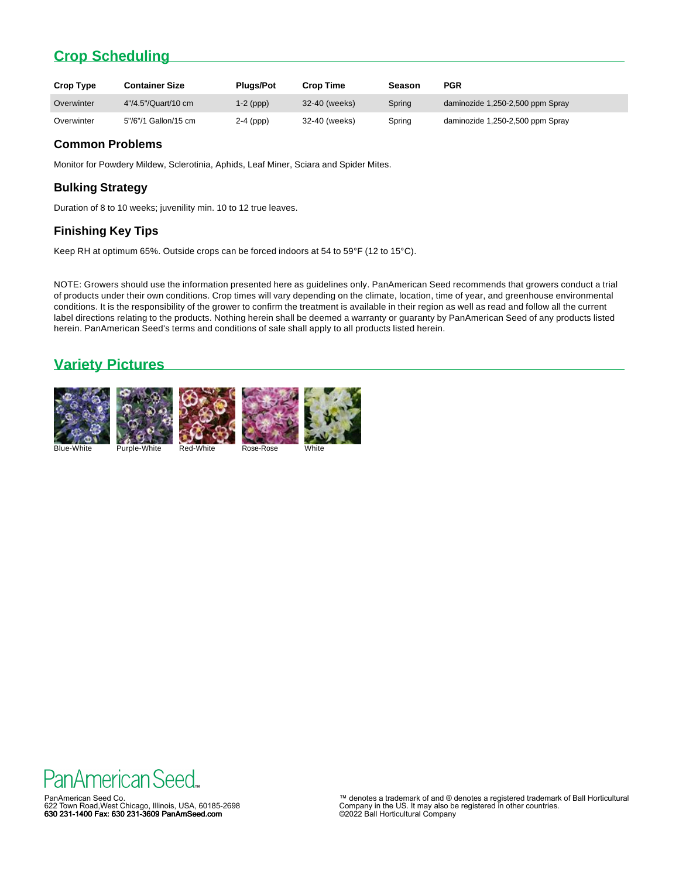## Crop Scheduling

| Crop Type | Container Size | Plugs/Pot | Crop Time | Season | PGR |
|---|---|---|---|---|---|
| Overwinter | 4"/4.5"/Quart/10 cm | 1-2 (ppp) | 32-40 (weeks) | Spring | daminozide 1,250-2,500 ppm Spray |
| Overwinter | 5"/6"/1 Gallon/15 cm | 2-4 (ppp) | 32-40 (weeks) | Spring | daminozide 1,250-2,500 ppm Spray |

### Common Problems

Monitor for Powdery Mildew, Sclerotinia, Aphids, Leaf Miner, Sciara and Spider Mites.

### Bulking Strategy

Duration of 8 to 10 weeks; juvenility min. 10 to 12 true leaves.

### Finishing Key Tips

Keep RH at optimum 65%. Outside crops can be forced indoors at 54 to 59°F (12 to 15°C).

NOTE: Growers should use the information presented here as guidelines only. PanAmerican Seed recommends that growers conduct a trial of products under their own conditions. Crop times will vary depending on the climate, location, time of year, and greenhouse environmental conditions. It is the responsibility of the grower to confirm the treatment is available in their region as well as read and follow all the current label directions relating to the products. Nothing herein shall be deemed a warranty or guaranty by PanAmerican Seed of any products listed herein. PanAmerican Seed's terms and conditions of sale shall apply to all products listed herein.

## Variety Pictures

Blue-White

Purple-White

Red-White

Rose-Rose

White

PanAmerican Seed™

PanAmerican Seed Co.
622 Town Road,West Chicago, Illinois, USA, 60185-2698
**630 231-1400 Fax: 630 231-3609 PanAmSeed.com**

™ denotes a trademark of and ® denotes a registered trademark of Ball Horticultural Company in the US. It may also be registered in other countries.
©2022 Ball Horticultural Company